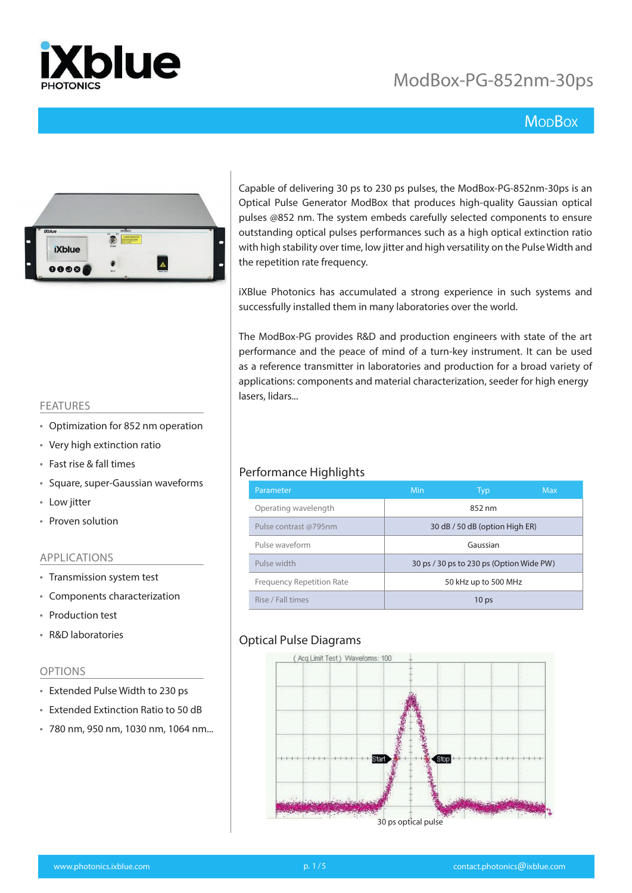# ModBox-PG-852nm-30ps

## ModBox

Capable of delivering 30 ps to 230 ps pulses, the ModBox-PG-852nm-30ps is an Optical Pulse Generator ModBox that produces high-quality Gaussian optical pulses @852 nm. The system embeds carefully selected components to ensure outstanding optical pulses performances such as a high optical extinction ratio with high stability over time, low jitter and high versatility on the Pulse Width and the repetition rate frequency.

iXBlue Photonics has accumulated a strong experience in such systems and successfully installed them in many laboratories over the world.

The ModBox-PG provides R&D and production engineers with state of the art performance and the peace of mind of a turn-key instrument. It can be used as a reference transmitter in laboratories and production for a broad variety of applications: components and material characterization, seeder for high energy lasers, lidars...

### FEATURES

- Optimization for 852 nm operation
- Very high extinction ratio
- Fast rise & fall times
- Square, super-Gaussian waveforms
- Low jitter
- Proven solution

### APPLICATIONS

- Transmission system test
- Components characterization
- Production test
- R&D laboratories

### OPTIONS

- Extended Pulse Width to 230 ps
- Extended Extinction Ratio to 50 dB
- 780 nm, 950 nm, 1030 nm, 1064 nm...

## Performance Highlights

| Parameter | Min | Typ | Max |
|---|---|---|---|
| Operating wavelength | | 852 nm | |
| Pulse contrast @795nm | | 30 dB / 50 dB (option High ER) | |
| Pulse waveform | | Gaussian | |
| Pulse width | | 30 ps / 30 ps to 230 ps (Option Wide PW) | |
| Frequency Repetition Rate | | 50 kHz up to 500 MHz | |
| Rise / Fall times | | 10 ps | |

## Optical Pulse Diagrams

30 ps optical pulse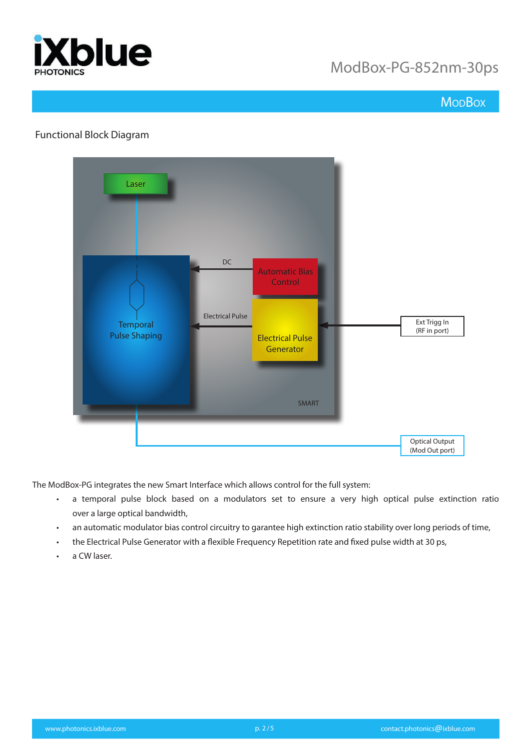## Functional Block Diagram

Laser

Temporal Pulse Shaping

DC

Automatic Bias Control

Electrical Pulse

Electrical Pulse Generator

Ext Trigg In (RF in port)

SMART

Optical Output (Mod Out port)

The ModBox-PG integrates the new Smart Interface which allows control for the full system:

- a temporal pulse block based on a modulators set to ensure a very high optical pulse extinction ratio over a large optical bandwidth,
- an automatic modulator bias control circuitry to garantee high extinction ratio stability over long periods of time,
- the Electrical Pulse Generator with a flexible Frequency Repetition rate and fixed pulse width at 30 ps,
- a CW laser.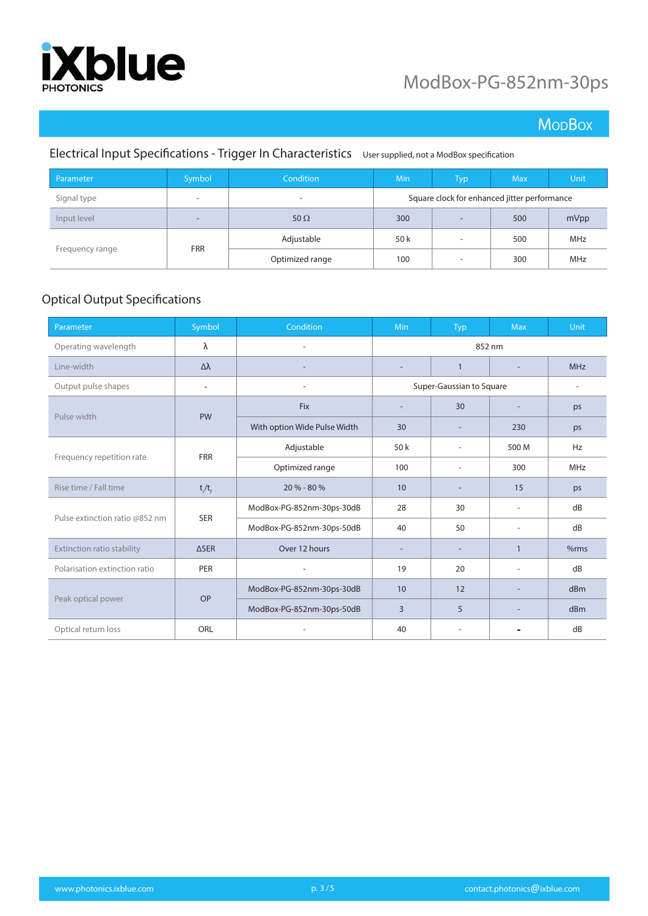## Electrical Input Specifications - Trigger In Characteristics

User supplied, not a ModBox specification

| Parameter | Symbol | Condition | Min | Typ | Max | Unit |
|---|---|---|---|---|---|---|
| Signal type | - | - | Square clock for enhanced jitter performance | | | |
| Input level | - | 50 Ω | 300 | - | 500 | mVpp |
| Frequency range | FRR | Adjustable | 50 k | - | 500 | MHz |
| | | Optimized range | 100 | - | 300 | MHz |

## Optical Output Specifications

| Parameter | Symbol | Condition | Min | Typ | Max | Unit |
|---|---|---|---|---|---|---|
| Operating wavelength | λ | - | 852 nm | | | |
| Line-width | Δλ | - | - | 1 | - | MHz |
| Output pulse shapes | - | - | Super-Gaussian to Square | | | - |
| Pulse width | PW | Fix | - | 30 | - | ps |
| | | With option Wide Pulse Width | 30 | - | 230 | ps |
| Frequency repetition rate | FRR | Adjustable | 50 k | - | 500 M | Hz |
| | | Optimized range | 100 | - | 300 | MHz |
| Rise time / Fall time | $t_r/t_f$ | 20 % - 80 % | 10 | - | 15 | ps |
| Pulse extinction ratio @852 nm | SER | ModBox-PG-852nm-30ps-30dB | 28 | 30 | - | dB |
| | | ModBox-PG-852nm-30ps-50dB | 40 | 50 | - | dB |
| Extinction ratio stability | ΔSER | Over 12 hours | - | - | 1 | %rms |
| Polarisation extinction ratio | PER | - | 19 | 20 | - | dB |
| Peak optical power | OP | ModBox-PG-852nm-30ps-30dB | 10 | 12 | - | dBm |
| | | ModBox-PG-852nm-30ps-50dB | 3 | 5 | - | dBm |
| Optical return loss | ORL | - | 40 | - | - | dB |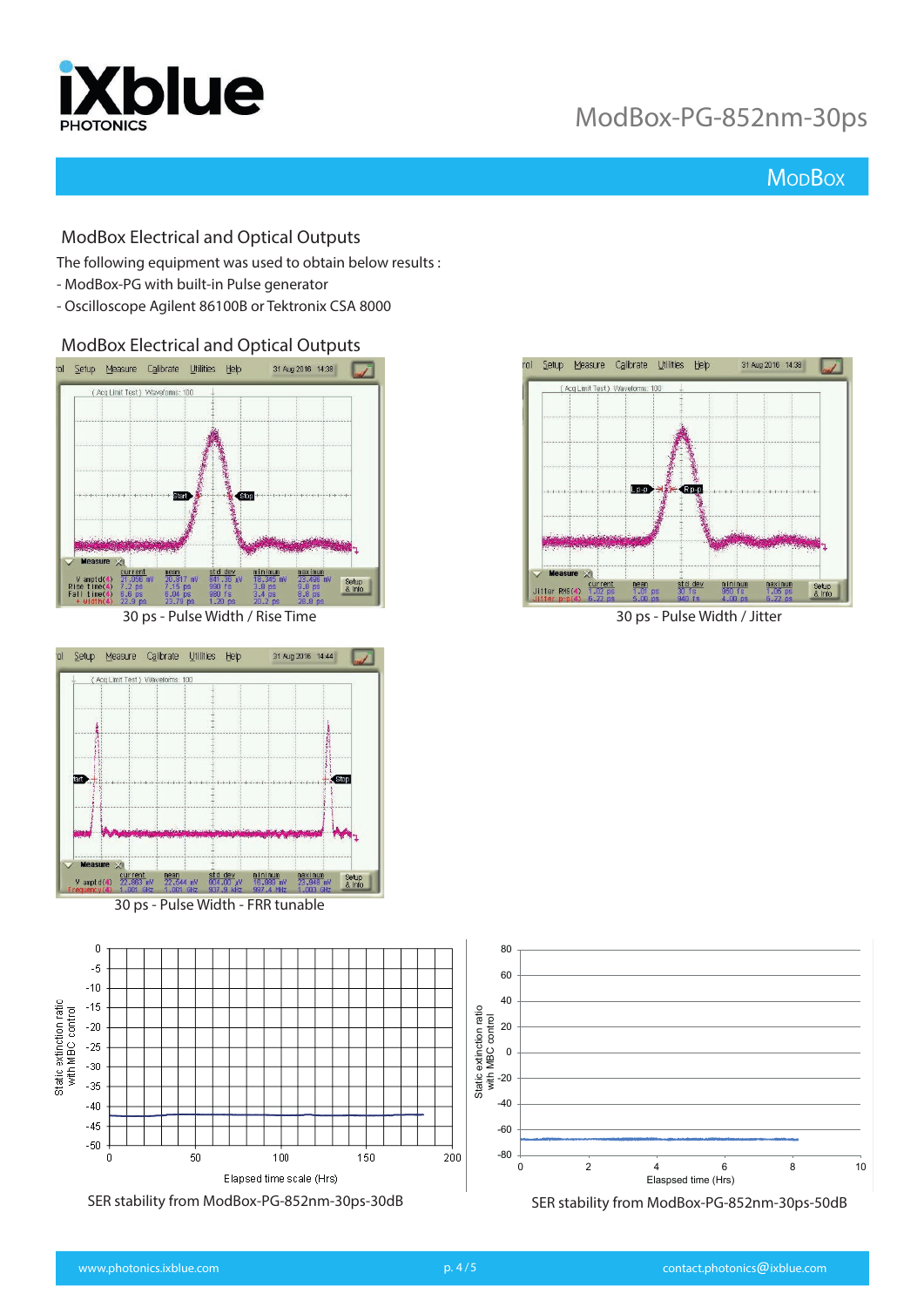## ModBox Electrical and Optical Outputs

The following equipment was used to obtain below results :

- ModBox-PG with built-in Pulse generator
- Oscilloscope Agilent 86100B or Tektronix CSA 8000

## ModBox Electrical and Optical Outputs

30 ps - Pulse Width / Rise Time

30 ps - Pulse Width / Jitter

30 ps - Pulse Width - FRR tunable

SER stability from ModBox-PG-852nm-30ps-30dB

SER stability from ModBox-PG-852nm-30ps-50dB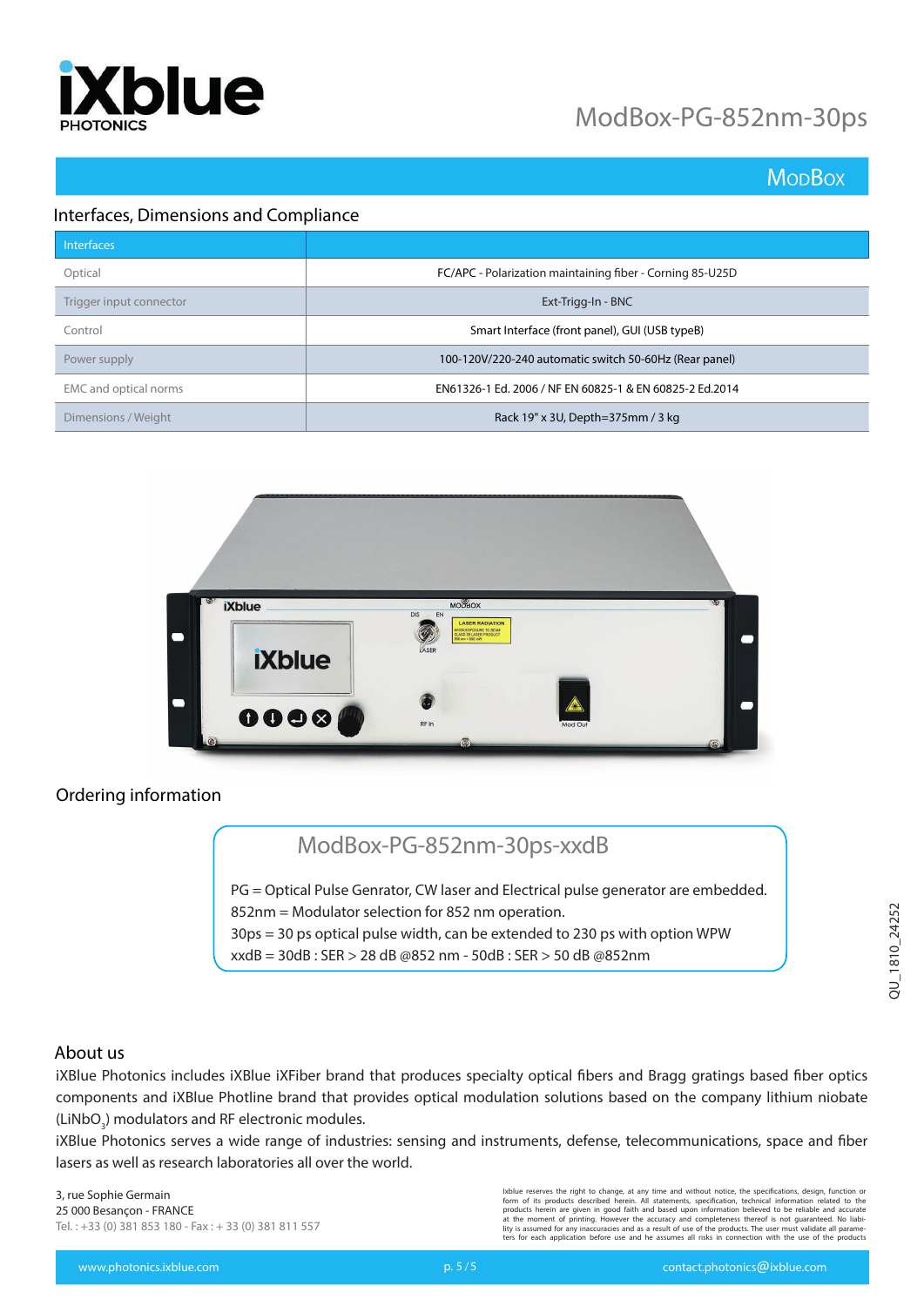# ModBox-PG-852nm-30ps

## ModBox

### Interfaces, Dimensions and Compliance

| Interfaces | |
|---|---|
| Optical | FC/APC - Polarization maintaining fiber - Corning 85-U25D |
| Trigger input connector | Ext-Trigg-In - BNC |
| Control | Smart Interface (front panel), GUI (USB typeB) |
| Power supply | 100-120V/220-240 automatic switch 50-60Hz (Rear panel) |
| EMC and optical norms | EN61326-1 Ed. 2006 / NF EN 60825-1 & EN 60825-2 Ed.2014 |
| Dimensions / Weight | Rack 19" x 3U, Depth=375mm / 3 kg |

### Ordering information

**ModBox-PG-852nm-30ps-xxdB**

PG = Optical Pulse Genrator, CW laser and Electrical pulse generator are embedded.
852nm = Modulator selection for 852 nm operation.
30ps = 30 ps optical pulse width, can be extended to 230 ps with option WPW
xxdB = 30dB : SER > 28 dB @852 nm - 50dB : SER > 50 dB @852nm

QU_1810_24252

### About us

iXBlue Photonics includes iXBlue iXFiber brand that produces specialty optical fibers and Bragg gratings based fiber optics components and iXBlue Photline brand that provides optical modulation solutions based on the company lithium niobate ($LiNbO_3$) modulators and RF electronic modules.
iXBlue Photonics serves a wide range of industries: sensing and instruments, defense, telecommunications, space and fiber lasers as well as research laboratories all over the world.

3, rue Sophie Germain
25 000 Besançon - FRANCE
Tel. : +33 (0) 381 853 180 - Fax : + 33 (0) 381 811 557

Ixblue reserves the right to change, at any time and without notice, the specifications, design, function or form of its products described herein. All statements, specification, technical information related to the products herein are given in good faith and based upon information believed to be reliable and accurate at the moment of printing. However the accuracy and completeness thereof is not guaranteed. No liability is assumed for any inaccuracies and as a result of use of the products. The user must validate all parameters for each application before use and he assumes all risks in connection with the use of the products

www.photonics.ixblue.com — contact.photonics@ixblue.com